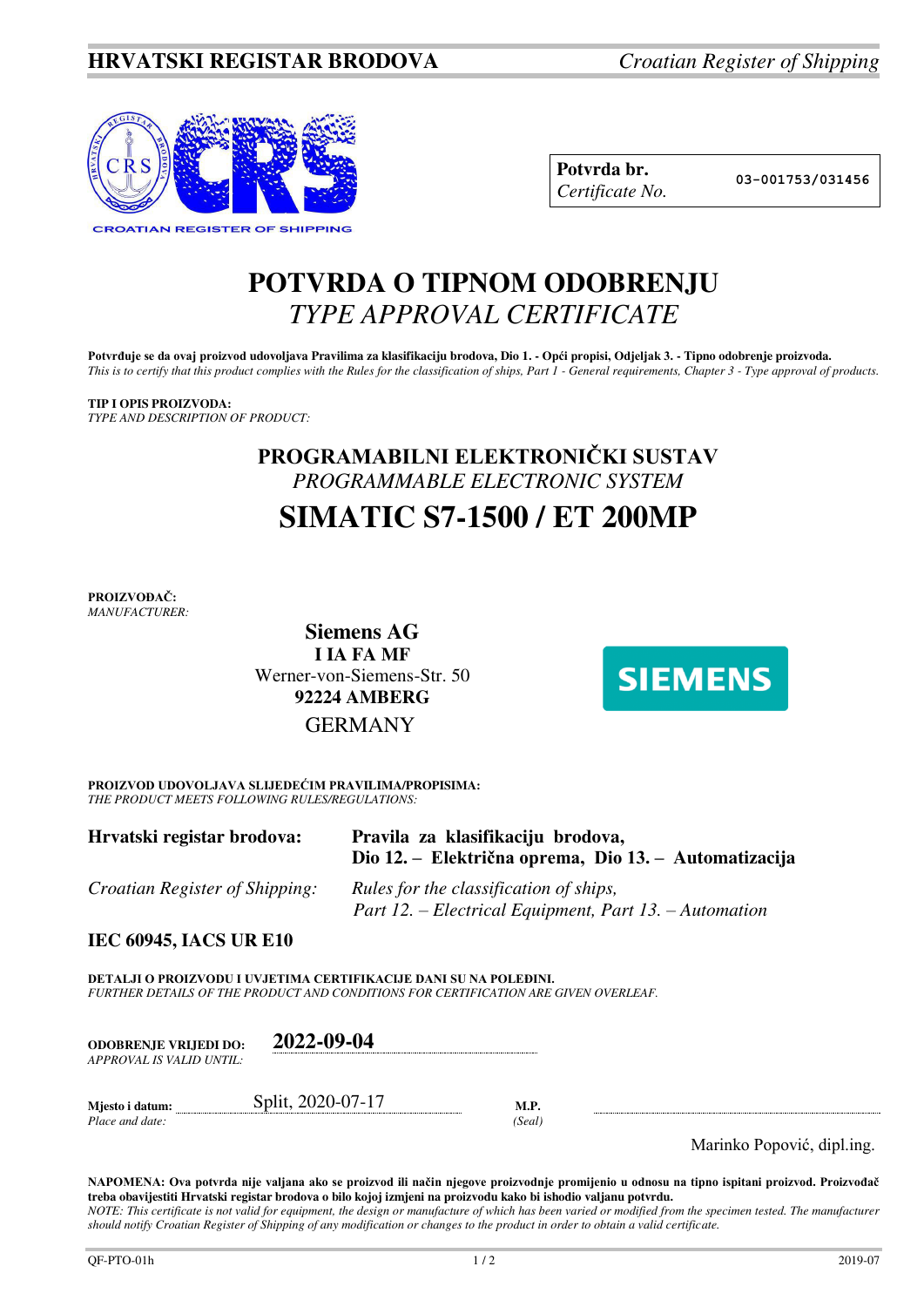**HRVATSKI REGISTAR BRODOVA** *Croatian Register of Shipping*

CROATIAN REGISTER OF SHIPPING

| | |
|---|---|
| **Potvrda br.** *Certificate No.* | **03-001753/031456** |

# POTVRDA O TIPNOM ODOBRENJU
## *TYPE APPROVAL CERTIFICATE*

**Potvrđuje se da ovaj proizvod udovoljava Pravilima za klasifikaciju brodova, Dio 1. - Opći propisi, Odjeljak 3. - Tipno odobrenje proizvoda.**
*This is to certify that this product complies with the Rules for the classification of ships, Part 1 - General requirements, Chapter 3 - Type approval of products.*

**TIP I OPIS PROIZVODA:**
*TYPE AND DESCRIPTION OF PRODUCT:*

**PROGRAMABILNI ELEKTRONIČKI SUSTAV**
*PROGRAMMABLE ELECTRONIC SYSTEM*

# SIMATIC S7-1500 / ET 200MP

**PROIZVOĐAČ:**
*MANUFACTURER:*

**Siemens AG**
**I IA FA MF**
Werner-von-Siemens-Str. 50
**92224 AMBERG**
GERMANY

SIEMENS

**PROIZVOD UDOVOLJAVA SLIJEDEĆIM PRAVILIMA/PROPISIMA:**
*THE PRODUCT MEETS FOLLOWING RULES/REGULATIONS:*

| | |
|---|---|
| **Hrvatski registar brodova:** | **Pravila za klasifikaciju brodova, Dio 12. – Električna oprema, Dio 13. – Automatizacija** |
| *Croatian Register of Shipping:* | *Rules for the classification of ships, Part 12. – Electrical Equipment, Part 13. – Automation* |

**IEC 60945, IACS UR E10**

**DETALJI O PROIZVODU I UVJETIMA CERTIFIKACIJE DANI SU NA POLEĐINI.**
*FURTHER DETAILS OF THE PRODUCT AND CONDITIONS FOR CERTIFICATION ARE GIVEN OVERLEAF.*

**ODOBRENJE VRIJEDI DO:** *APPROVAL IS VALID UNTIL:* **2022-09-04**

**Mjesto i datum:** *Place and date:* Split, 2020-07-17

**M.P.** *(Seal)*

Marinko Popović, dipl.ing.

**NAPOMENA: Ova potvrda nije valjana ako se proizvod ili način njegove proizvodnje promijenio u odnosu na tipno ispitani proizvod. Proizvođač treba obavijestiti Hrvatski registar brodova o bilo kojoj izmjeni na proizvodu kako bi ishodio valjanu potvrdu.**
*NOTE: This certificate is not valid for equipment, the design or manufacture of which has been varied or modified from the specimen tested. The manufacturer should notify Croatian Register of Shipping of any modification or changes to the product in order to obtain a valid certificate.*

QF-PTO-01h 2019-07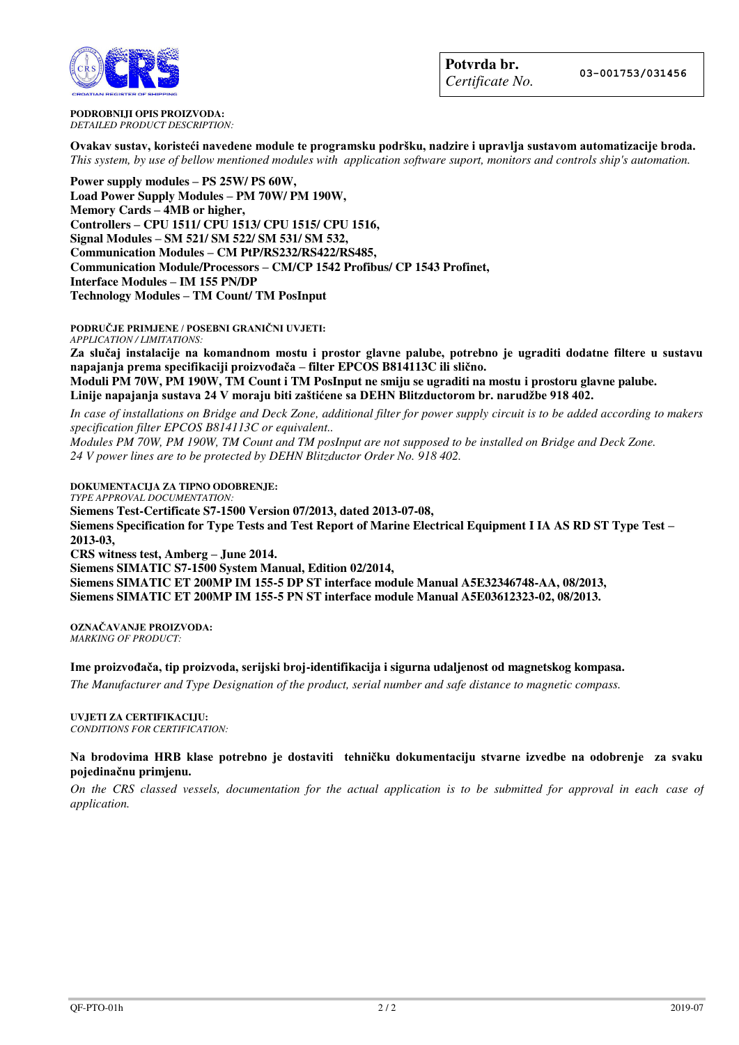**Potvrda br.** *Certificate No.* 03-001753/031456

**PODROBNIJI OPIS PROIZVODA:**
*DETAILED PRODUCT DESCRIPTION:*

**Ovakav sustav, koristeći navedene module te programsku podršku, nadzire i upravlja sustavom automatizacije broda.**
*This system, by use of bellow mentioned modules with application software suport, monitors and controls ship's automation.*

**Power supply modules – PS 25W/ PS 60W,**
**Load Power Supply Modules – PM 70W/ PM 190W,**
**Memory Cards – 4MB or higher,**
**Controllers – CPU 1511/ CPU 1513/ CPU 1515/ CPU 1516,**
**Signal Modules – SM 521/ SM 522/ SM 531/ SM 532,**
**Communication Modules – CM PtP/RS232/RS422/RS485,**
**Communication Module/Processors – CM/CP 1542 Profibus/ CP 1543 Profinet,**
**Interface Modules – IM 155 PN/DP**
**Technology Modules – TM Count/ TM PosInput**

**PODRUČJE PRIMJENE / POSEBNI GRANIČNI UVJETI:**
*APPLICATION / LIMITATIONS:*

**Za slučaj instalacije na komandnom mostu i prostor glavne palube, potrebno je ugraditi dodatne filtere u sustavu napajanja prema specifikaciji proizvođača – filter EPCOS B814113C ili slično.**
**Moduli PM 70W, PM 190W, TM Count i TM PosInput ne smiju se ugraditi na mostu i prostoru glavne palube.**
**Linije napajanja sustava 24 V moraju biti zaštićene sa DEHN Blitzductorom br. narudžbe 918 402.**

*In case of installations on Bridge and Deck Zone, additional filter for power supply circuit is to be added according to makers specification filter EPCOS B814113C or equivalent..*
*Modules PM 70W, PM 190W, TM Count and TM posInput are not supposed to be installed on Bridge and Deck Zone.*
*24 V power lines are to be protected by DEHN Blitzductor Order No. 918 402.*

**DOKUMENTACIJA ZA TIPNO ODOBRENJE:**
*TYPE APPROVAL DOCUMENTATION:*

**Siemens Test-Certificate S7-1500 Version 07/2013, dated 2013-07-08,**
**Siemens Specification for Type Tests and Test Report of Marine Electrical Equipment I IA AS RD ST Type Test – 2013-03,**
**CRS witness test, Amberg – June 2014.**
**Siemens SIMATIC S7-1500 System Manual, Edition 02/2014,**
**Siemens SIMATIC ET 200MP IM 155-5 DP ST interface module Manual A5E32346748-AA, 08/2013,**
**Siemens SIMATIC ET 200MP IM 155-5 PN ST interface module Manual A5E03612323-02, 08/2013.**

**OZNAČAVANJE PROIZVODA:**
*MARKING OF PRODUCT:*

**Ime proizvođača, tip proizvoda, serijski broj-identifikacija i sigurna udaljenost od magnetskog kompasa.**
*The Manufacturer and Type Designation of the product, serial number and safe distance to magnetic compass.*

**UVJETI ZA CERTIFIKACIJU:**
*CONDITIONS FOR CERTIFICATION:*

**Na brodovima HRB klase potrebno je dostaviti tehničku dokumentaciju stvarne izvedbe na odobrenje za svaku pojedinačnu primjenu.**
*On the CRS classed vessels, documentation for the actual application is to be submitted for approval in each case of application.*